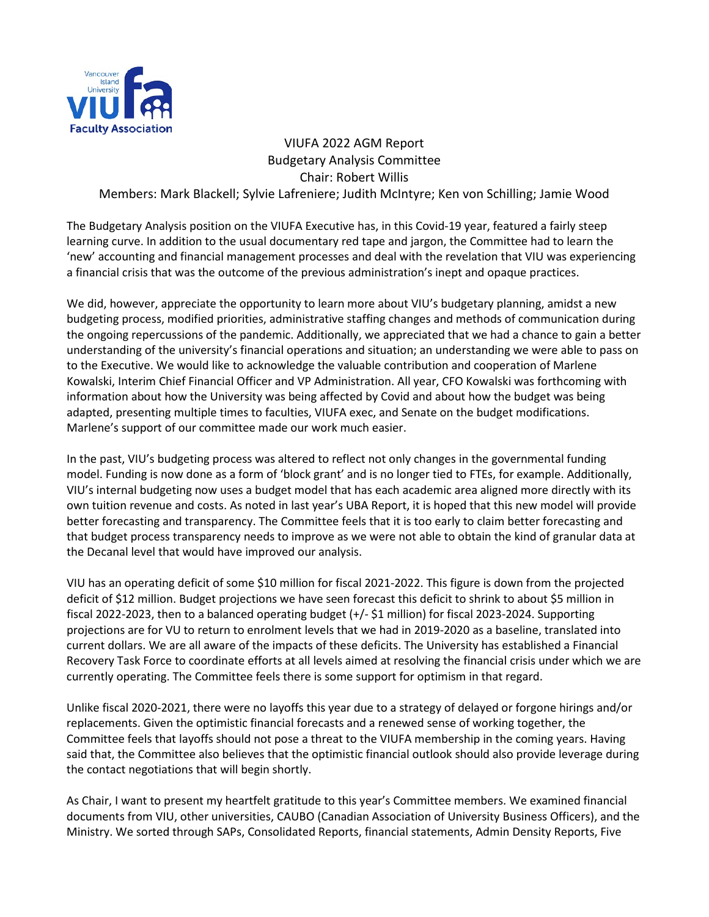VIUFA 2022 AGM Report
Budgetary Analysis Committee
Chair: Robert Willis
Members: Mark Blackell; Sylvie Lafreniere; Judith McIntyre; Ken von Schilling; Jamie Wood

The Budgetary Analysis position on the VIUFA Executive has, in this Covid-19 year, featured a fairly steep learning curve. In addition to the usual documentary red tape and jargon, the Committee had to learn the 'new' accounting and financial management processes and deal with the revelation that VIU was experiencing a financial crisis that was the outcome of the previous administration's inept and opaque practices.

We did, however, appreciate the opportunity to learn more about VIU's budgetary planning, amidst a new budgeting process, modified priorities, administrative staffing changes and methods of communication during the ongoing repercussions of the pandemic. Additionally, we appreciated that we had a chance to gain a better understanding of the university's financial operations and situation; an understanding we were able to pass on to the Executive. We would like to acknowledge the valuable contribution and cooperation of Marlene Kowalski, Interim Chief Financial Officer and VP Administration. All year, CFO Kowalski was forthcoming with information about how the University was being affected by Covid and about how the budget was being adapted, presenting multiple times to faculties, VIUFA exec, and Senate on the budget modifications. Marlene's support of our committee made our work much easier.

In the past, VIU's budgeting process was altered to reflect not only changes in the governmental funding model. Funding is now done as a form of 'block grant' and is no longer tied to FTEs, for example. Additionally, VIU's internal budgeting now uses a budget model that has each academic area aligned more directly with its own tuition revenue and costs. As noted in last year's UBA Report, it is hoped that this new model will provide better forecasting and transparency. The Committee feels that it is too early to claim better forecasting and that budget process transparency needs to improve as we were not able to obtain the kind of granular data at the Decanal level that would have improved our analysis.

VIU has an operating deficit of some $10 million for fiscal 2021-2022. This figure is down from the projected deficit of $12 million. Budget projections we have seen forecast this deficit to shrink to about $5 million in fiscal 2022-2023, then to a balanced operating budget (+/- $1 million) for fiscal 2023-2024. Supporting projections are for VU to return to enrolment levels that we had in 2019-2020 as a baseline, translated into current dollars. We are all aware of the impacts of these deficits. The University has established a Financial Recovery Task Force to coordinate efforts at all levels aimed at resolving the financial crisis under which we are currently operating. The Committee feels there is some support for optimism in that regard.

Unlike fiscal 2020-2021, there were no layoffs this year due to a strategy of delayed or forgone hirings and/or replacements. Given the optimistic financial forecasts and a renewed sense of working together, the Committee feels that layoffs should not pose a threat to the VIUFA membership in the coming years. Having said that, the Committee also believes that the optimistic financial outlook should also provide leverage during the contact negotiations that will begin shortly.

As Chair, I want to present my heartfelt gratitude to this year's Committee members. We examined financial documents from VIU, other universities, CAUBO (Canadian Association of University Business Officers), and the Ministry. We sorted through SAPs, Consolidated Reports, financial statements, Admin Density Reports, Five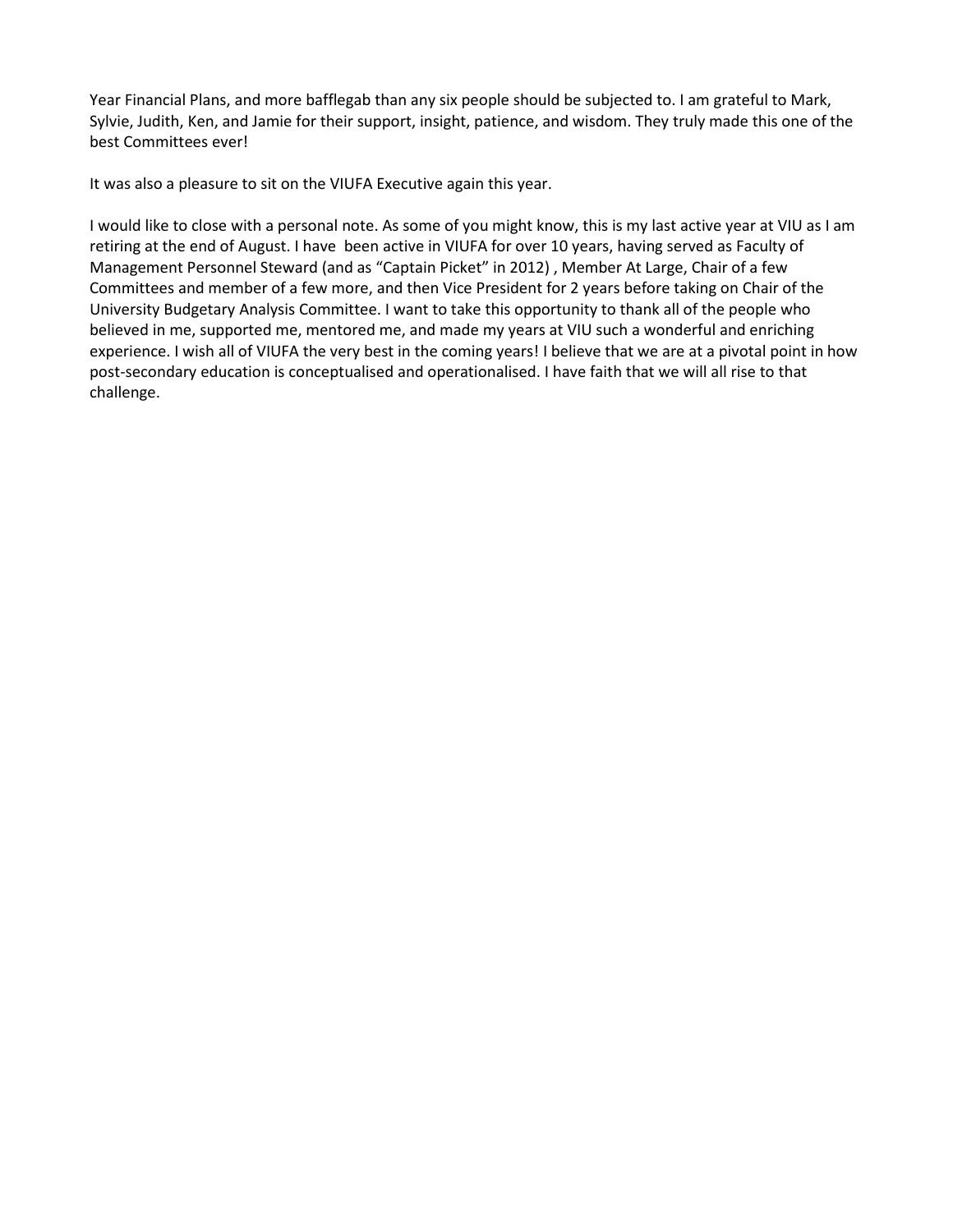Year Financial Plans, and more bafflegab than any six people should be subjected to. I am grateful to Mark, Sylvie, Judith, Ken, and Jamie for their support, insight, patience, and wisdom. They truly made this one of the best Committees ever!

It was also a pleasure to sit on the VIUFA Executive again this year.

I would like to close with a personal note. As some of you might know, this is my last active year at VIU as I am retiring at the end of August. I have been active in VIUFA for over 10 years, having served as Faculty of Management Personnel Steward (and as "Captain Picket" in 2012) , Member At Large, Chair of a few Committees and member of a few more, and then Vice President for 2 years before taking on Chair of the University Budgetary Analysis Committee. I want to take this opportunity to thank all of the people who believed in me, supported me, mentored me, and made my years at VIU such a wonderful and enriching experience. I wish all of VIUFA the very best in the coming years! I believe that we are at a pivotal point in how post-secondary education is conceptualised and operationalised. I have faith that we will all rise to that challenge.